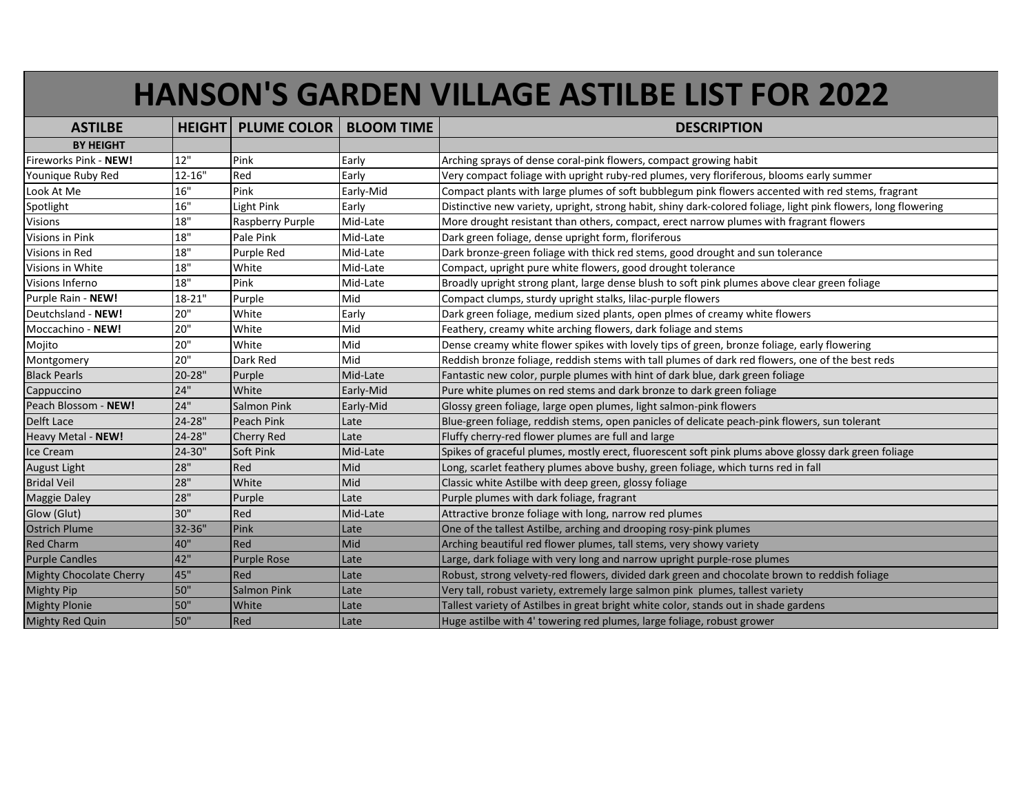# HANSON'S GARDEN VILLAGE ASTILBE LIST FOR 2022

| ASTILBE | HEIGHT | PLUME COLOR | BLOOM TIME | DESCRIPTION |
| --- | --- | --- | --- | --- |
| **BY HEIGHT** | | | | |
| Fireworks Pink - **NEW!** | 12" | Pink | Early | Arching sprays of dense coral-pink flowers, compact growing habit |
| Younique Ruby Red | 12-16" | Red | Early | Very compact foliage with upright ruby-red plumes, very floriferous, blooms early summer |
| Look At Me | 16" | Pink | Early-Mid | Compact plants with large plumes of soft bubblegum pink flowers accented with red stems, fragrant |
| Spotlight | 16" | Light Pink | Early | Distinctive new variety, upright, strong habit, shiny dark-colored foliage, light pink flowers, long flowering |
| Visions | 18" | Raspberry Purple | Mid-Late | More drought resistant than others, compact, erect narrow plumes with fragrant flowers |
| Visions in Pink | 18" | Pale Pink | Mid-Late | Dark green foliage, dense upright form, floriferous |
| Visions in Red | 18" | Purple Red | Mid-Late | Dark bronze-green foliage with thick red stems, good drought and sun tolerance |
| Visions in White | 18" | White | Mid-Late | Compact, upright pure white flowers, good drought tolerance |
| Visions Inferno | 18" | Pink | Mid-Late | Broadly upright strong plant, large dense blush to soft pink plumes above clear green foliage |
| Purple Rain - **NEW!** | 18-21" | Purple | Mid | Compact clumps, sturdy upright stalks, lilac-purple flowers |
| Deutchsland - **NEW!** | 20" | White | Early | Dark green foliage, medium sized plants, open plmes of creamy white flowers |
| Moccachino - **NEW!** | 20" | White | Mid | Feathery, creamy white arching flowers, dark foliage and stems |
| Mojito | 20" | White | Mid | Dense creamy white flower spikes with lovely tips of green, bronze foliage, early flowering |
| Montgomery | 20" | Dark Red | Mid | Reddish bronze foliage, reddish stems with tall plumes of dark red flowers, one of the best reds |
| Black Pearls | 20-28" | Purple | Mid-Late | Fantastic new color, purple plumes with hint of dark blue, dark green foliage |
| Cappuccino | 24" | White | Early-Mid | Pure white plumes on red stems and dark bronze to dark green foliage |
| Peach Blossom - **NEW!** | 24" | Salmon Pink | Early-Mid | Glossy green foliage, large open plumes, light salmon-pink flowers |
| Delft Lace | 24-28" | Peach Pink | Late | Blue-green foliage, reddish stems, open panicles of delicate peach-pink flowers, sun tolerant |
| Heavy Metal - **NEW!** | 24-28" | Cherry Red | Late | Fluffy cherry-red flower plumes are full and large |
| Ice Cream | 24-30" | Soft Pink | Mid-Late | Spikes of graceful plumes, mostly erect, fluorescent soft pink plums above glossy dark green foliage |
| August Light | 28" | Red | Mid | Long, scarlet feathery plumes above bushy, green foliage, which turns red in fall |
| Bridal Veil | 28" | White | Mid | Classic white Astilbe with deep green, glossy foliage |
| Maggie Daley | 28" | Purple | Late | Purple plumes with dark foliage, fragrant |
| Glow (Glut) | 30" | Red | Mid-Late | Attractive bronze foliage with long, narrow red plumes |
| Ostrich Plume | 32-36" | Pink | Late | One of the tallest Astilbe, arching and drooping rosy-pink plumes |
| Red Charm | 40" | Red | Mid | Arching beautiful red flower plumes, tall stems, very showy variety |
| Purple Candles | 42" | Purple Rose | Late | Large, dark foliage with very long and narrow upright purple-rose plumes |
| Mighty Chocolate Cherry | 45" | Red | Late | Robust, strong velvety-red flowers, divided dark green and chocolate brown to reddish foliage |
| Mighty Pip | 50" | Salmon Pink | Late | Very tall, robust variety, extremely large salmon pink plumes, tallest variety |
| Mighty Plonie | 50" | White | Late | Tallest variety of Astilbes in great bright white color, stands out in shade gardens |
| Mighty Red Quin | 50" | Red | Late | Huge astilbe with 4' towering red plumes, large foliage, robust grower |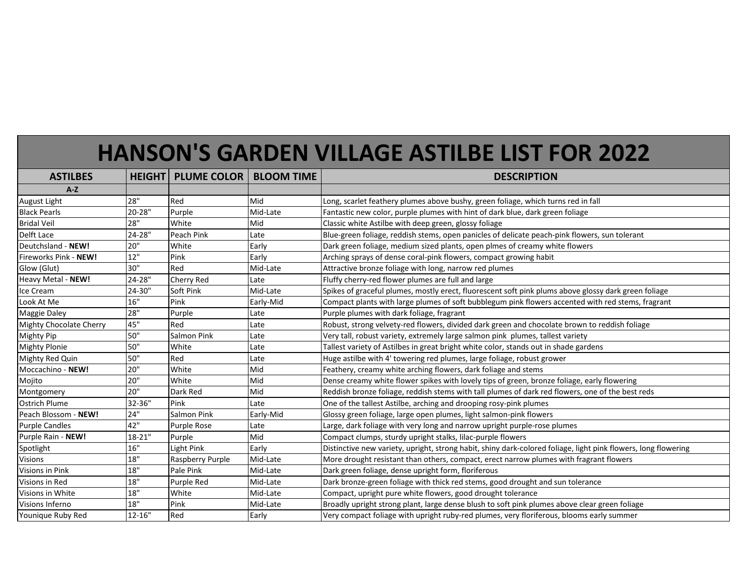# HANSON'S GARDEN VILLAGE ASTILBE LIST FOR 2022

| ASTILBES | HEIGHT | PLUME COLOR | BLOOM TIME | DESCRIPTION |
|---|---|---|---|---|
| **A-Z** | | | | |
| August Light | 28" | Red | Mid | Long, scarlet feathery plumes above bushy, green foliage, which turns red in fall |
| Black Pearls | 20-28" | Purple | Mid-Late | Fantastic new color, purple plumes with hint of dark blue, dark green foliage |
| Bridal Veil | 28" | White | Mid | Classic white Astilbe with deep green, glossy foliage |
| Delft Lace | 24-28" | Peach Pink | Late | Blue-green foliage, reddish stems, open panicles of delicate peach-pink flowers, sun tolerant |
| Deutchsland - **NEW!** | 20" | White | Early | Dark green foliage, medium sized plants, open plmes of creamy white flowers |
| Fireworks Pink - **NEW!** | 12" | Pink | Early | Arching sprays of dense coral-pink flowers, compact growing habit |
| Glow (Glut) | 30" | Red | Mid-Late | Attractive bronze foliage with long, narrow red plumes |
| Heavy Metal - **NEW!** | 24-28" | Cherry Red | Late | Fluffy cherry-red flower plumes are full and large |
| Ice Cream | 24-30" | Soft Pink | Mid-Late | Spikes of graceful plumes, mostly erect, fluorescent soft pink plums above glossy dark green foliage |
| Look At Me | 16" | Pink | Early-Mid | Compact plants with large plumes of soft bubblegum pink flowers accented with red stems, fragrant |
| Maggie Daley | 28" | Purple | Late | Purple plumes with dark foliage, fragrant |
| Mighty Chocolate Cherry | 45" | Red | Late | Robust, strong velvety-red flowers, divided dark green and chocolate brown to reddish foliage |
| Mighty Pip | 50" | Salmon Pink | Late | Very tall, robust variety, extremely large salmon pink plumes, tallest variety |
| Mighty Plonie | 50" | White | Late | Tallest variety of Astilbes in great bright white color, stands out in shade gardens |
| Mighty Red Quin | 50" | Red | Late | Huge astilbe with 4' towering red plumes, large foliage, robust grower |
| Moccachino - **NEW!** | 20" | White | Mid | Feathery, creamy white arching flowers, dark foliage and stems |
| Mojito | 20" | White | Mid | Dense creamy white flower spikes with lovely tips of green, bronze foliage, early flowering |
| Montgomery | 20" | Dark Red | Mid | Reddish bronze foliage, reddish stems with tall plumes of dark red flowers, one of the best reds |
| Ostrich Plume | 32-36" | Pink | Late | One of the tallest Astilbe, arching and drooping rosy-pink plumes |
| Peach Blossom - **NEW!** | 24" | Salmon Pink | Early-Mid | Glossy green foliage, large open plumes, light salmon-pink flowers |
| Purple Candles | 42" | Purple Rose | Late | Large, dark foliage with very long and narrow upright purple-rose plumes |
| Purple Rain - **NEW!** | 18-21" | Purple | Mid | Compact clumps, sturdy upright stalks, lilac-purple flowers |
| Spotlight | 16" | Light Pink | Early | Distinctive new variety, upright, strong habit, shiny dark-colored foliage, light pink flowers, long flowering |
| Visions | 18" | Raspberry Purple | Mid-Late | More drought resistant than others, compact, erect narrow plumes with fragrant flowers |
| Visions in Pink | 18" | Pale Pink | Mid-Late | Dark green foliage, dense upright form, floriferous |
| Visions in Red | 18" | Purple Red | Mid-Late | Dark bronze-green foliage with thick red stems, good drought and sun tolerance |
| Visions in White | 18" | White | Mid-Late | Compact, upright pure white flowers, good drought tolerance |
| Visions Inferno | 18" | Pink | Mid-Late | Broadly upright strong plant, large dense blush to soft pink plumes above clear green foliage |
| Younique Ruby Red | 12-16" | Red | Early | Very compact foliage with upright ruby-red plumes, very floriferous, blooms early summer |